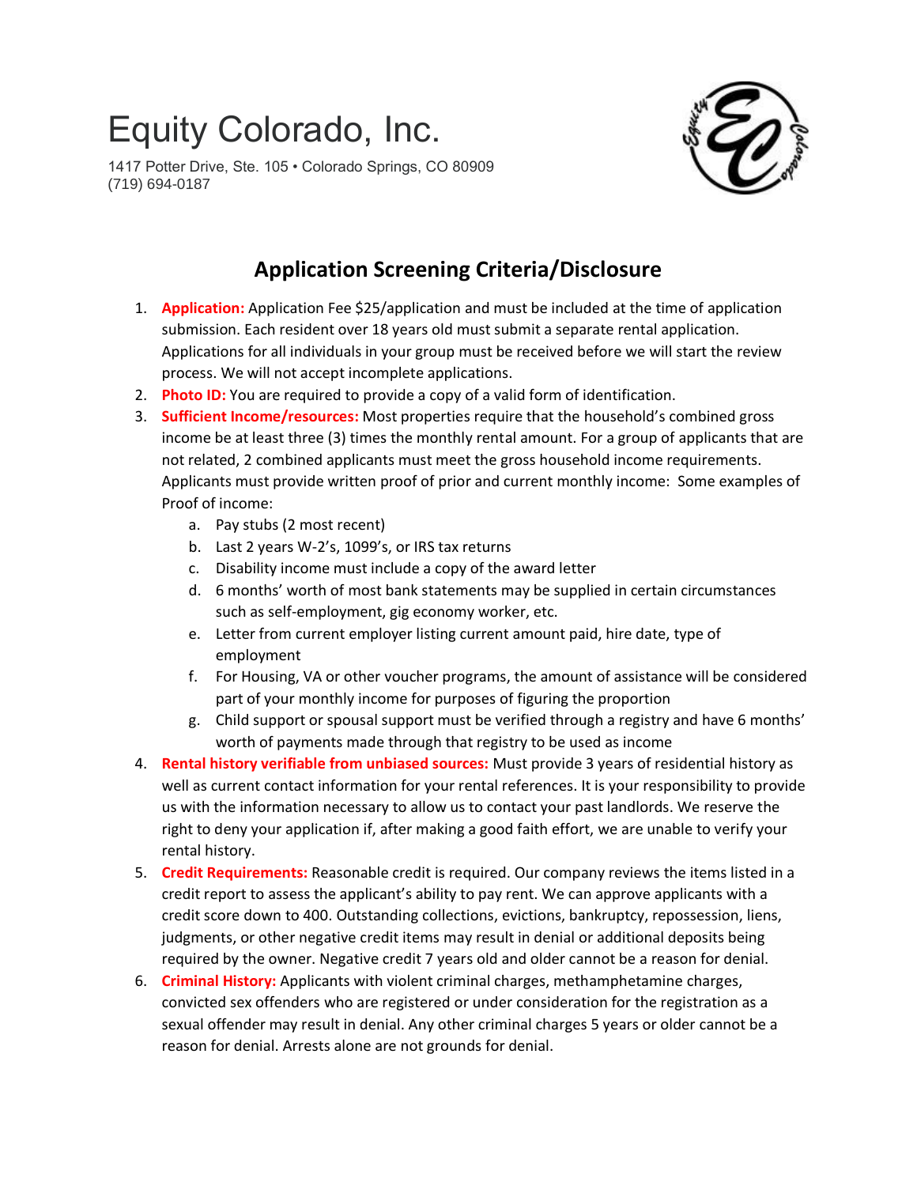# Equity Colorado, Inc.

1417 Potter Drive, Ste. 105 • Colorado Springs, CO 80909
(719) 694-0187

## Application Screening Criteria/Disclosure

1. **Application:** Application Fee $25/application and must be included at the time of application submission. Each resident over 18 years old must submit a separate rental application. Applications for all individuals in your group must be received before we will start the review process. We will not accept incomplete applications.
2. **Photo ID:** You are required to provide a copy of a valid form of identification.
3. **Sufficient Income/resources:** Most properties require that the household's combined gross income be at least three (3) times the monthly rental amount. For a group of applicants that are not related, 2 combined applicants must meet the gross household income requirements. Applicants must provide written proof of prior and current monthly income: Some examples of Proof of income:
   a. Pay stubs (2 most recent)
   b. Last 2 years W-2's, 1099's, or IRS tax returns
   c. Disability income must include a copy of the award letter
   d. 6 months' worth of most bank statements may be supplied in certain circumstances such as self-employment, gig economy worker, etc.
   e. Letter from current employer listing current amount paid, hire date, type of employment
   f. For Housing, VA or other voucher programs, the amount of assistance will be considered part of your monthly income for purposes of figuring the proportion
   g. Child support or spousal support must be verified through a registry and have 6 months' worth of payments made through that registry to be used as income
4. **Rental history verifiable from unbiased sources:** Must provide 3 years of residential history as well as current contact information for your rental references. It is your responsibility to provide us with the information necessary to allow us to contact your past landlords. We reserve the right to deny your application if, after making a good faith effort, we are unable to verify your rental history.
5. **Credit Requirements:** Reasonable credit is required. Our company reviews the items listed in a credit report to assess the applicant's ability to pay rent. We can approve applicants with a credit score down to 400. Outstanding collections, evictions, bankruptcy, repossession, liens, judgments, or other negative credit items may result in denial or additional deposits being required by the owner. Negative credit 7 years old and older cannot be a reason for denial.
6. **Criminal History:** Applicants with violent criminal charges, methamphetamine charges, convicted sex offenders who are registered or under consideration for the registration as a sexual offender may result in denial. Any other criminal charges 5 years or older cannot be a reason for denial. Arrests alone are not grounds for denial.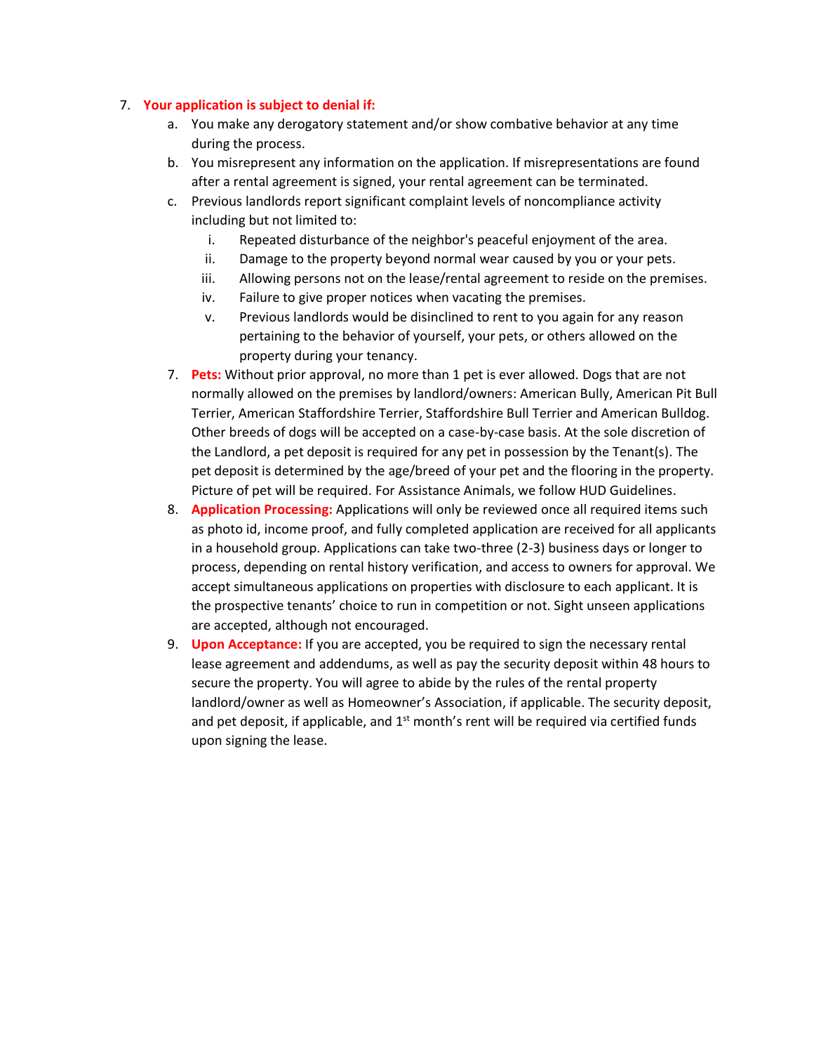7. **Your application is subject to denial if:**
    a. You make any derogatory statement and/or show combative behavior at any time during the process.
    b. You misrepresent any information on the application. If misrepresentations are found after a rental agreement is signed, your rental agreement can be terminated.
    c. Previous landlords report significant complaint levels of noncompliance activity including but not limited to:
        i. Repeated disturbance of the neighbor's peaceful enjoyment of the area.
        ii. Damage to the property beyond normal wear caused by you or your pets.
        iii. Allowing persons not on the lease/rental agreement to reside on the premises.
        iv. Failure to give proper notices when vacating the premises.
        v. Previous landlords would be disinclined to rent to you again for any reason pertaining to the behavior of yourself, your pets, or others allowed on the property during your tenancy.

7. **Pets:** Without prior approval, no more than 1 pet is ever allowed. Dogs that are not normally allowed on the premises by landlord/owners: American Bully, American Pit Bull Terrier, American Staffordshire Terrier, Staffordshire Bull Terrier and American Bulldog. Other breeds of dogs will be accepted on a case-by-case basis. At the sole discretion of the Landlord, a pet deposit is required for any pet in possession by the Tenant(s). The pet deposit is determined by the age/breed of your pet and the flooring in the property. Picture of pet will be required. For Assistance Animals, we follow HUD Guidelines.

8. **Application Processing:** Applications will only be reviewed once all required items such as photo id, income proof, and fully completed application are received for all applicants in a household group. Applications can take two-three (2-3) business days or longer to process, depending on rental history verification, and access to owners for approval. We accept simultaneous applications on properties with disclosure to each applicant. It is the prospective tenants' choice to run in competition or not. Sight unseen applications are accepted, although not encouraged.

9. **Upon Acceptance:** If you are accepted, you be required to sign the necessary rental lease agreement and addendums, as well as pay the security deposit within 48 hours to secure the property. You will agree to abide by the rules of the rental property landlord/owner as well as Homeowner's Association, if applicable. The security deposit, and pet deposit, if applicable, and 1st month's rent will be required via certified funds upon signing the lease.